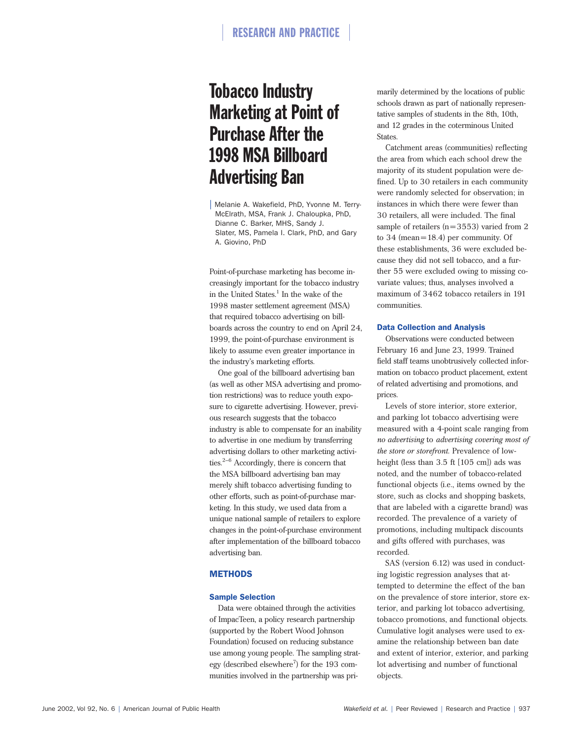# Tobacco Industry Marketing at Point of Purchase After the 1998 MSA Billboard Advertising Ban

Melanie A. Wakefield, PhD, Yvonne M. Terry-McElrath, MSA, Frank J. Chaloupka, PhD, Dianne C. Barker, MHS, Sandy J. Slater, MS, Pamela I. Clark, PhD, and Gary A. Giovino, PhD

Point-of-purchase marketing has become increasingly important for the tobacco industry in the United States.[1] In the wake of the 1998 master settlement agreement (MSA) that required tobacco advertising on billboards across the country to end on April 24, 1999, the point-of-purchase environment is likely to assume even greater importance in the industry's marketing efforts.

One goal of the billboard advertising ban (as well as other MSA advertising and promotion restrictions) was to reduce youth exposure to cigarette advertising. However, previous research suggests that the tobacco industry is able to compensate for an inability to advertise in one medium by transferring advertising dollars to other marketing activities.[2–6] Accordingly, there is concern that the MSA billboard advertising ban may merely shift tobacco advertising funding to other efforts, such as point-of-purchase marketing. In this study, we used data from a unique national sample of retailers to explore changes in the point-of-purchase environment after implementation of the billboard tobacco advertising ban.

## METHODS

### Sample Selection

Data were obtained through the activities of ImpacTeen, a policy research partnership (supported by the Robert Wood Johnson Foundation) focused on reducing substance use among young people. The sampling strategy (described elsewhere[7]) for the 193 communities involved in the partnership was primarily determined by the locations of public schools drawn as part of nationally representative samples of students in the 8th, 10th, and 12 grades in the coterminous United States.

Catchment areas (communities) reflecting the area from which each school drew the majority of its student population were defined. Up to 30 retailers in each community were randomly selected for observation; in instances in which there were fewer than 30 retailers, all were included. The final sample of retailers (n=3553) varied from 2 to 34 (mean=18.4) per community. Of these establishments, 36 were excluded because they did not sell tobacco, and a further 55 were excluded owing to missing covariate values; thus, analyses involved a maximum of 3462 tobacco retailers in 191 communities.

### Data Collection and Analysis

Observations were conducted between February 16 and June 23, 1999. Trained field staff teams unobtrusively collected information on tobacco product placement, extent of related advertising and promotions, and prices.

Levels of store interior, store exterior, and parking lot tobacco advertising were measured with a 4-point scale ranging from *no advertising* to *advertising covering most of the store or storefront.* Prevalence of low-height (less than 3.5 ft [105 cm]) ads was noted, and the number of tobacco-related functional objects (i.e., items owned by the store, such as clocks and shopping baskets, that are labeled with a cigarette brand) was recorded. The prevalence of a variety of promotions, including multipack discounts and gifts offered with purchases, was recorded.

SAS (version 6.12) was used in conducting logistic regression analyses that attempted to determine the effect of the ban on the prevalence of store interior, store exterior, and parking lot tobacco advertising, tobacco promotions, and functional objects. Cumulative logit analyses were used to examine the relationship between ban date and extent of interior, exterior, and parking lot advertising and number of functional objects.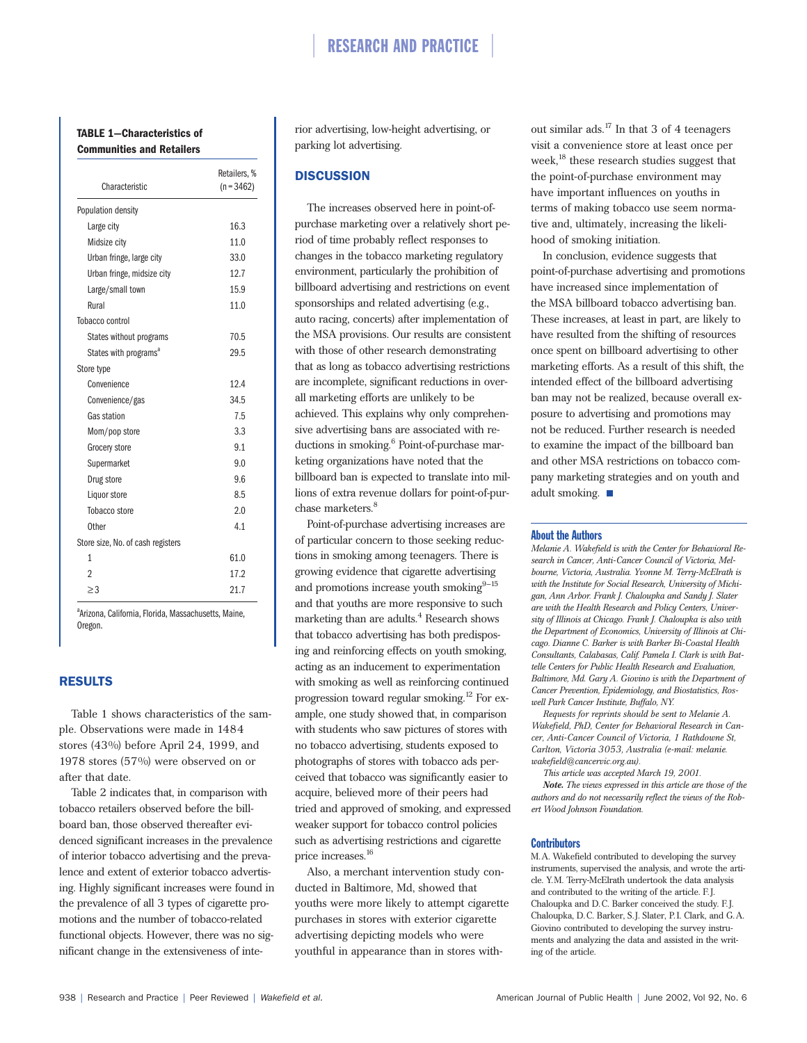**TABLE 1—Characteristics of Communities and Retailers**

| Characteristic | Retailers, % (n = 3462) |
|---|---|
| Population density | |
| Large city | 16.3 |
| Midsize city | 11.0 |
| Urban fringe, large city | 33.0 |
| Urban fringe, midsize city | 12.7 |
| Large/small town | 15.9 |
| Rural | 11.0 |
| Tobacco control | |
| States without programs | 70.5 |
| States with programs[a] | 29.5 |
| Store type | |
| Convenience | 12.4 |
| Convenience/gas | 34.5 |
| Gas station | 7.5 |
| Mom/pop store | 3.3 |
| Grocery store | 9.1 |
| Supermarket | 9.0 |
| Drug store | 9.6 |
| Liquor store | 8.5 |
| Tobacco store | 2.0 |
| Other | 4.1 |
| Store size, No. of cash registers | |
| 1 | 61.0 |
| 2 | 17.2 |
| ≥3 | 21.7 |

[a]Arizona, California, Florida, Massachusetts, Maine, Oregon.

## RESULTS

Table 1 shows characteristics of the sample. Observations were made in 1484 stores (43%) before April 24, 1999, and 1978 stores (57%) were observed on or after that date.

Table 2 indicates that, in comparison with tobacco retailers observed before the billboard ban, those observed thereafter evidenced significant increases in the prevalence of interior tobacco advertising and the prevalence and extent of exterior tobacco advertising. Highly significant increases were found in the prevalence of all 3 types of cigarette promotions and the number of tobacco-related functional objects. However, there was no significant change in the extensiveness of interior advertising, low-height advertising, or parking lot advertising.

## DISCUSSION

The increases observed here in point-of-purchase marketing over a relatively short period of time probably reflect responses to changes in the tobacco marketing regulatory environment, particularly the prohibition of billboard advertising and restrictions on event sponsorships and related advertising (e.g., auto racing, concerts) after implementation of the MSA provisions. Our results are consistent with those of other research demonstrating that as long as tobacco advertising restrictions are incomplete, significant reductions in overall marketing efforts are unlikely to be achieved. This explains why only comprehensive advertising bans are associated with reductions in smoking.[6] Point-of-purchase marketing organizations have noted that the billboard ban is expected to translate into millions of extra revenue dollars for point-of-purchase marketers.[8]

Point-of-purchase advertising increases are of particular concern to those seeking reductions in smoking among teenagers. There is growing evidence that cigarette advertising and promotions increase youth smoking[9–15] and that youths are more responsive to such marketing than are adults.[4] Research shows that tobacco advertising has both predisposing and reinforcing effects on youth smoking, acting as an inducement to experimentation with smoking as well as reinforcing continued progression toward regular smoking.[12] For example, one study showed that, in comparison with students who saw pictures of stores with no tobacco advertising, students exposed to photographs of stores with tobacco ads perceived that tobacco was significantly easier to acquire, believed more of their peers had tried and approved of smoking, and expressed weaker support for tobacco control policies such as advertising restrictions and cigarette price increases.[16]

Also, a merchant intervention study conducted in Baltimore, Md, showed that youths were more likely to attempt cigarette purchases in stores with exterior cigarette advertising depicting models who were youthful in appearance than in stores without similar ads.[17] In that 3 of 4 teenagers visit a convenience store at least once per week,[18] these research studies suggest that the point-of-purchase environment may have important influences on youths in terms of making tobacco use seem normative and, ultimately, increasing the likelihood of smoking initiation.

In conclusion, evidence suggests that point-of-purchase advertising and promotions have increased since implementation of the MSA billboard tobacco advertising ban. These increases, at least in part, are likely to have resulted from the shifting of resources once spent on billboard advertising to other marketing efforts. As a result of this shift, the intended effect of the billboard advertising ban may not be realized, because overall exposure to advertising and promotions may not be reduced. Further research is needed to examine the impact of the billboard ban and other MSA restrictions on tobacco company marketing strategies and on youth and adult smoking. ■

### About the Authors

*Melanie A. Wakefield is with the Center for Behavioral Research in Cancer, Anti-Cancer Council of Victoria, Melbourne, Victoria, Australia. Yvonne M. Terry-McElrath is with the Institute for Social Research, University of Michigan, Ann Arbor. Frank J. Chaloupka and Sandy J. Slater are with the Health Research and Policy Centers, University of Illinois at Chicago. Frank J. Chaloupka is also with the Department of Economics, University of Illinois at Chicago. Dianne C. Barker is with Barker Bi-Coastal Health Consultants, Calabasas, Calif. Pamela I. Clark is with Battelle Centers for Public Health Research and Evaluation, Baltimore, Md. Gary A. Giovino is with the Department of Cancer Prevention, Epidemiology, and Biostatistics, Roswell Park Cancer Institute, Buffalo, NY.*

*Requests for reprints should be sent to Melanie A. Wakefield, PhD, Center for Behavioral Research in Cancer, Anti-Cancer Council of Victoria, 1 Rathdowne St, Carlton, Victoria 3053, Australia (e-mail: melanie.wakefield@cancervic.org.au).*

*This article was accepted March 19, 2001.*

***Note.** The views expressed in this article are those of the authors and do not necessarily reflect the views of the Robert Wood Johnson Foundation.*

### Contributors

M.A. Wakefield contributed to developing the survey instruments, supervised the analysis, and wrote the article. Y.M. Terry-McElrath undertook the data analysis and contributed to the writing of the article. F.J. Chaloupka and D.C. Barker conceived the study. F.J. Chaloupka, D.C. Barker, S.J. Slater, P.I. Clark, and G.A. Giovino contributed to developing the survey instruments and analyzing the data and assisted in the writing of the article.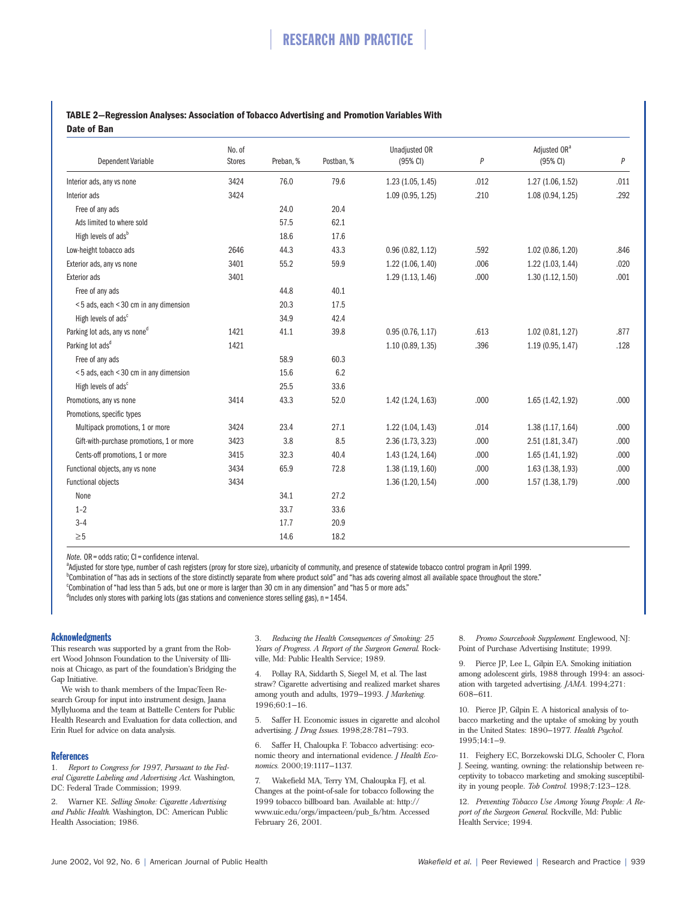**TABLE 2—Regression Analyses: Association of Tobacco Advertising and Promotion Variables With Date of Ban**

| Dependent Variable | No. of Stores | Preban, % | Postban, % | Unadjusted OR (95% CI) | P | Adjusted OR[a] (95% CI) | P |
|---|---|---|---|---|---|---|---|
| Interior ads, any vs none | 3424 | 76.0 | 79.6 | 1.23 (1.05, 1.45) | .012 | 1.27 (1.06, 1.52) | .011 |
| Interior ads | 3424 | | | 1.09 (0.95, 1.25) | .210 | 1.08 (0.94, 1.25) | .292 |
| Free of any ads | | 24.0 | 20.4 | | | | |
| Ads limited to where sold | | 57.5 | 62.1 | | | | |
| High levels of ads[b] | | 18.6 | 17.6 | | | | |
| Low-height tobacco ads | 2646 | 44.3 | 43.3 | 0.96 (0.82, 1.12) | .592 | 1.02 (0.86, 1.20) | .846 |
| Exterior ads, any vs none | 3401 | 55.2 | 59.9 | 1.22 (1.06, 1.40) | .006 | 1.22 (1.03, 1.44) | .020 |
| Exterior ads | 3401 | | | 1.29 (1.13, 1.46) | .000 | 1.30 (1.12, 1.50) | .001 |
| Free of any ads | | 44.8 | 40.1 | | | | |
| <5 ads, each <30 cm in any dimension | | 20.3 | 17.5 | | | | |
| High levels of ads[c] | | 34.9 | 42.4 | | | | |
| Parking lot ads, any vs none[d] | 1421 | 41.1 | 39.8 | 0.95 (0.76, 1.17) | .613 | 1.02 (0.81, 1.27) | .877 |
| Parking lot ads[d] | 1421 | | | 1.10 (0.89, 1.35) | .396 | 1.19 (0.95, 1.47) | .128 |
| Free of any ads | | 58.9 | 60.3 | | | | |
| <5 ads, each <30 cm in any dimension | | 15.6 | 6.2 | | | | |
| High levels of ads[c] | | 25.5 | 33.6 | | | | |
| Promotions, any vs none | 3414 | 43.3 | 52.0 | 1.42 (1.24, 1.63) | .000 | 1.65 (1.42, 1.92) | .000 |
| Promotions, specific types | | | | | | | |
| Multipack promotions, 1 or more | 3424 | 23.4 | 27.1 | 1.22 (1.04, 1.43) | .014 | 1.38 (1.17, 1.64) | .000 |
| Gift-with-purchase promotions, 1 or more | 3423 | 3.8 | 8.5 | 2.36 (1.73, 3.23) | .000 | 2.51 (1.81, 3.47) | .000 |
| Cents-off promotions, 1 or more | 3415 | 32.3 | 40.4 | 1.43 (1.24, 1.64) | .000 | 1.65 (1.41, 1.92) | .000 |
| Functional objects, any vs none | 3434 | 65.9 | 72.8 | 1.38 (1.19, 1.60) | .000 | 1.63 (1.38, 1.93) | .000 |
| Functional objects | 3434 | | | 1.36 (1.20, 1.54) | .000 | 1.57 (1.38, 1.79) | .000 |
| None | | 34.1 | 27.2 | | | | |
| 1–2 | | 33.7 | 33.6 | | | | |
| 3–4 | | 17.7 | 20.9 | | | | |
| ≥5 | | 14.6 | 18.2 | | | | |

*Note.* OR = odds ratio; CI = confidence interval.
[a]Adjusted for store type, number of cash registers (proxy for store size), urbanicity of community, and presence of statewide tobacco control program in April 1999.
[b]Combination of "has ads in sections of the store distinctly separate from where product sold" and "has ads covering almost all available space throughout the store."
[c]Combination of "had less than 5 ads, but one or more is larger than 30 cm in any dimension" and "has 5 or more ads."
[d]Includes only stores with parking lots (gas stations and convenience stores selling gas), n = 1454.

## Acknowledgments

This research was supported by a grant from the Robert Wood Johnson Foundation to the University of Illinois at Chicago, as part of the foundation's Bridging the Gap Initiative.

We wish to thank members of the ImpacTeen Research Group for input into instrument design, Jaana Myllyluoma and the team at Battelle Centers for Public Health Research and Evaluation for data collection, and Erin Ruel for advice on data analysis.

## References

1. *Report to Congress for 1997, Pursuant to the Federal Cigarette Labeling and Advertising Act.* Washington, DC: Federal Trade Commission; 1999.
2. Warner KE. *Selling Smoke: Cigarette Advertising and Public Health.* Washington, DC: American Public Health Association; 1986.
3. *Reducing the Health Consequences of Smoking: 25 Years of Progress. A Report of the Surgeon General.* Rockville, Md: Public Health Service; 1989.
4. Pollay RA, Siddarth S, Siegel M, et al. The last straw? Cigarette advertising and realized market shares among youth and adults, 1979–1993. *J Marketing.* 1996;60:1–16.
5. Saffer H. Economic issues in cigarette and alcohol advertising. *J Drug Issues.* 1998;28:781–793.
6. Saffer H, Chaloupka F. Tobacco advertising: economic theory and international evidence. *J Health Economics.* 2000;19:1117–1137.
7. Wakefield MA, Terry YM, Chaloupka FJ, et al. Changes at the point-of-sale for tobacco following the 1999 tobacco billboard ban. Available at: http://www.uic.edu/orgs/impacteen/pub_fs/htm. Accessed February 26, 2001.
8. *Promo Sourcebook Supplement.* Englewood, NJ: Point of Purchase Advertising Institute; 1999.
9. Pierce JP, Lee L, Gilpin EA. Smoking initiation among adolescent girls, 1988 through 1994: an association with targeted advertising. *JAMA.* 1994;271:608–611.
10. Pierce JP, Gilpin E. A historical analysis of tobacco marketing and the uptake of smoking by youth in the United States: 1890–1977. *Health Psychol.* 1995;14:1–9.
11. Feighery EC, Borzekowski DLG, Schooler C, Flora J. Seeing, wanting, owning: the relationship between receptivity to tobacco marketing and smoking susceptibility in young people. *Tob Control.* 1998;7:123–128.
12. *Preventing Tobacco Use Among Young People: A Report of the Surgeon General.* Rockville, Md: Public Health Service; 1994.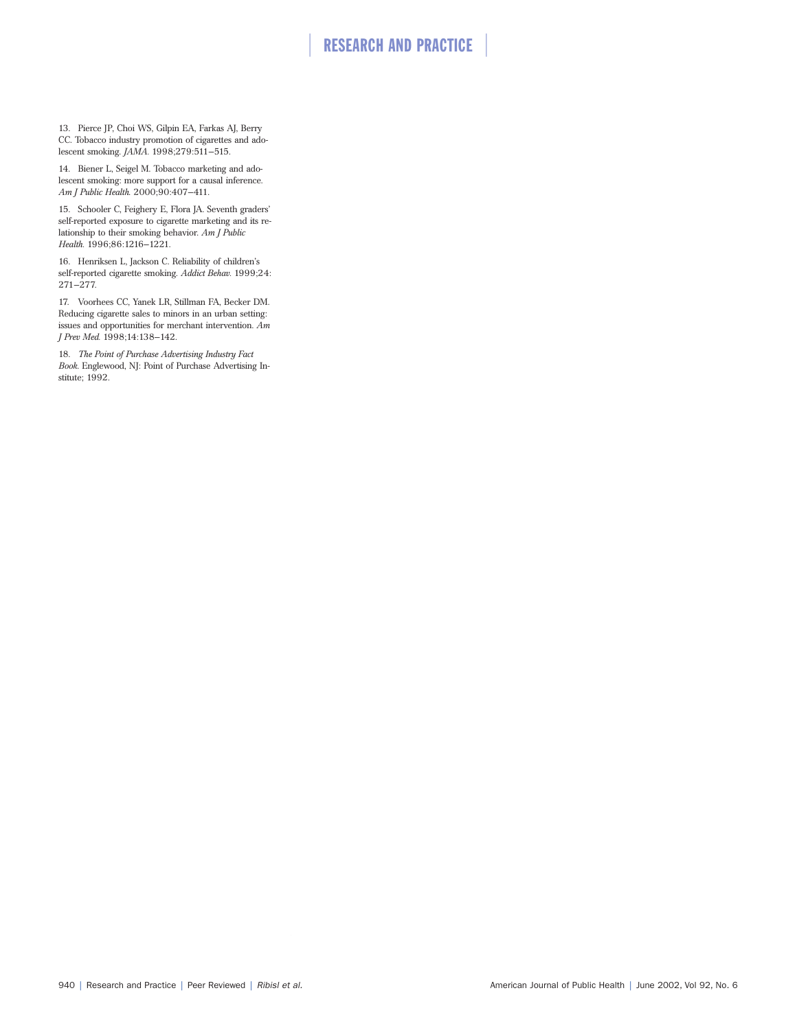13. Pierce JP, Choi WS, Gilpin EA, Farkas AJ, Berry CC. Tobacco industry promotion of cigarettes and adolescent smoking. *JAMA.* 1998;279:511–515.

14. Biener L, Seigel M. Tobacco marketing and adolescent smoking: more support for a causal inference. *Am J Public Health.* 2000;90:407–411.

15. Schooler C, Feighery E, Flora JA. Seventh graders' self-reported exposure to cigarette marketing and its relationship to their smoking behavior. *Am J Public Health.* 1996;86:1216–1221.

16. Henriksen L, Jackson C. Reliability of children's self-reported cigarette smoking. *Addict Behav.* 1999;24:271–277.

17. Voorhees CC, Yanek LR, Stillman FA, Becker DM. Reducing cigarette sales to minors in an urban setting: issues and opportunities for merchant intervention. *Am J Prev Med.* 1998;14:138–142.

18. *The Point of Purchase Advertising Industry Fact Book.* Englewood, NJ: Point of Purchase Advertising Institute; 1992.